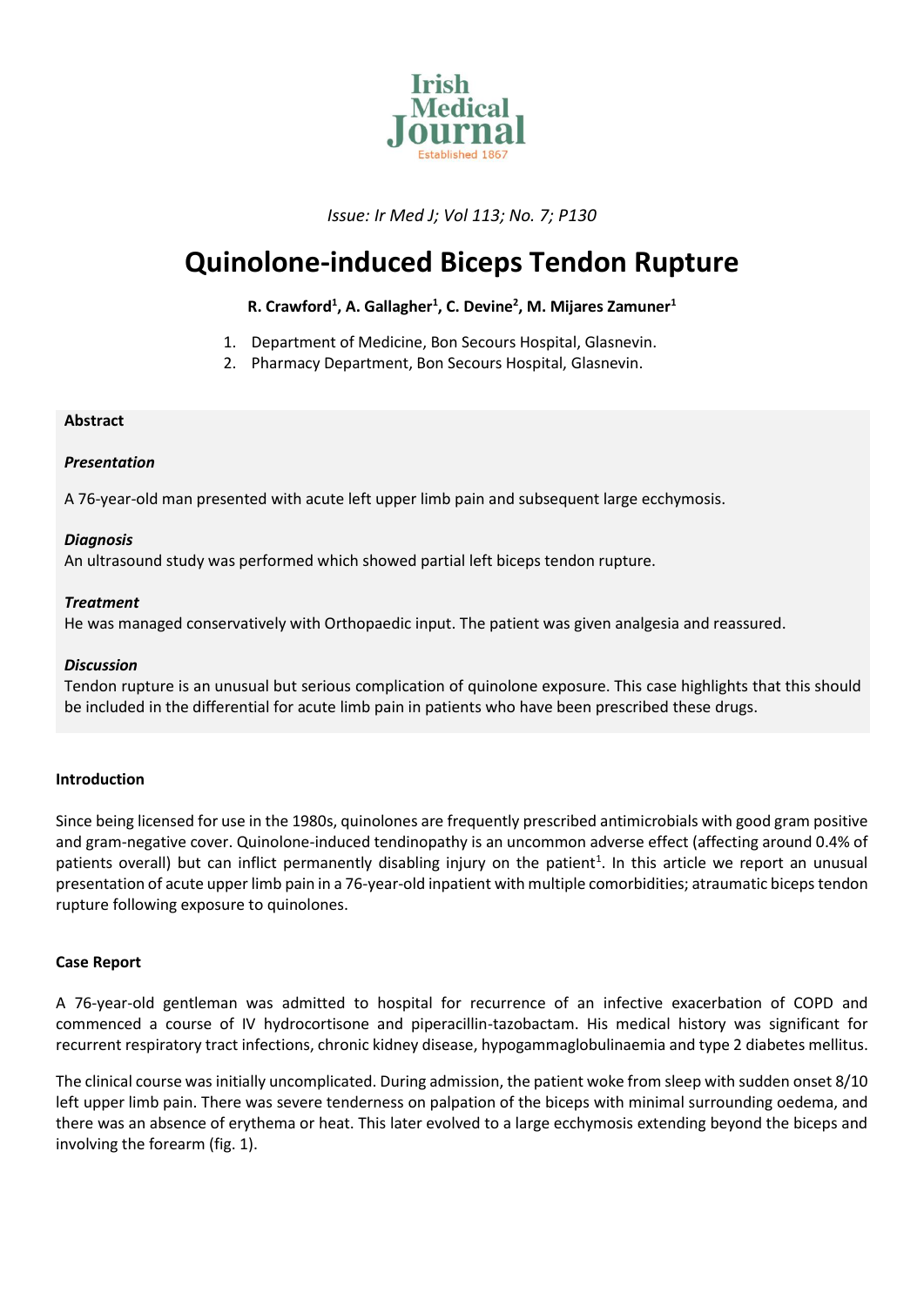*Issue: Ir Med J; Vol 113; No. 7; P130*

# Quinolone-induced Biceps Tendon Rupture

**R. Crawford[1], A. Gallagher[1], C. Devine[2], M. Mijares Zamuner[1]**

1. Department of Medicine, Bon Secours Hospital, Glasnevin.
2. Pharmacy Department, Bon Secours Hospital, Glasnevin.

**Abstract**

***Presentation***

A 76-year-old man presented with acute left upper limb pain and subsequent large ecchymosis.

***Diagnosis***

An ultrasound study was performed which showed partial left biceps tendon rupture.

***Treatment***

He was managed conservatively with Orthopaedic input. The patient was given analgesia and reassured.

***Discussion***

Tendon rupture is an unusual but serious complication of quinolone exposure. This case highlights that this should be included in the differential for acute limb pain in patients who have been prescribed these drugs.

**Introduction**

Since being licensed for use in the 1980s, quinolones are frequently prescribed antimicrobials with good gram positive and gram-negative cover. Quinolone-induced tendinopathy is an uncommon adverse effect (affecting around 0.4% of patients overall) but can inflict permanently disabling injury on the patient[1]. In this article we report an unusual presentation of acute upper limb pain in a 76-year-old inpatient with multiple comorbidities; atraumatic biceps tendon rupture following exposure to quinolones.

**Case Report**

A 76-year-old gentleman was admitted to hospital for recurrence of an infective exacerbation of COPD and commenced a course of IV hydrocortisone and piperacillin-tazobactam. His medical history was significant for recurrent respiratory tract infections, chronic kidney disease, hypogammaglobulinaemia and type 2 diabetes mellitus.

The clinical course was initially uncomplicated. During admission, the patient woke from sleep with sudden onset 8/10 left upper limb pain. There was severe tenderness on palpation of the biceps with minimal surrounding oedema, and there was an absence of erythema or heat. This later evolved to a large ecchymosis extending beyond the biceps and involving the forearm (fig. 1).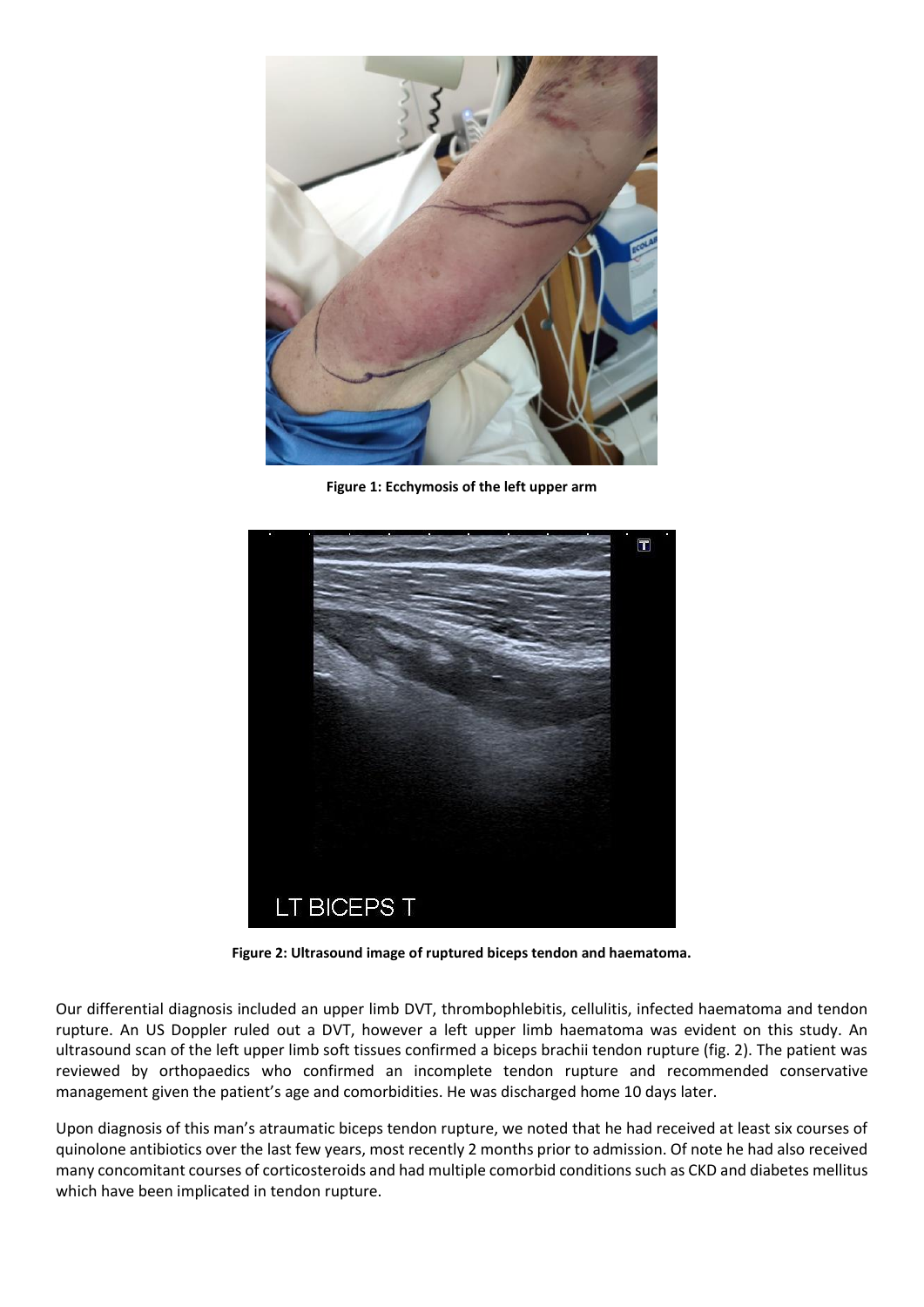**Figure 1: Ecchymosis of the left upper arm**

**Figure 2: Ultrasound image of ruptured biceps tendon and haematoma.**

Our differential diagnosis included an upper limb DVT, thrombophlebitis, cellulitis, infected haematoma and tendon rupture. An US Doppler ruled out a DVT, however a left upper limb haematoma was evident on this study. An ultrasound scan of the left upper limb soft tissues confirmed a biceps brachii tendon rupture (fig. 2). The patient was reviewed by orthopaedics who confirmed an incomplete tendon rupture and recommended conservative management given the patient's age and comorbidities. He was discharged home 10 days later.

Upon diagnosis of this man's atraumatic biceps tendon rupture, we noted that he had received at least six courses of quinolone antibiotics over the last few years, most recently 2 months prior to admission. Of note he had also received many concomitant courses of corticosteroids and had multiple comorbid conditions such as CKD and diabetes mellitus which have been implicated in tendon rupture.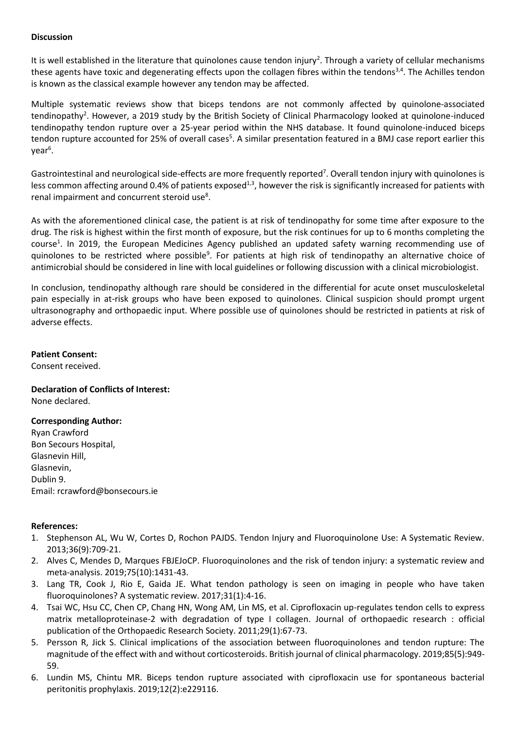**Discussion**

It is well established in the literature that quinolones cause tendon injury[2]. Through a variety of cellular mechanisms these agents have toxic and degenerating effects upon the collagen fibres within the tendons[3,4]. The Achilles tendon is known as the classical example however any tendon may be affected.

Multiple systematic reviews show that biceps tendons are not commonly affected by quinolone-associated tendinopathy[2]. However, a 2019 study by the British Society of Clinical Pharmacology looked at quinolone-induced tendinopathy tendon rupture over a 25-year period within the NHS database. It found quinolone-induced biceps tendon rupture accounted for 25% of overall cases[5]. A similar presentation featured in a BMJ case report earlier this year[6].

Gastrointestinal and neurological side-effects are more frequently reported[7]. Overall tendon injury with quinolones is less common affecting around 0.4% of patients exposed[1,3], however the risk is significantly increased for patients with renal impairment and concurrent steroid use[8].

As with the aforementioned clinical case, the patient is at risk of tendinopathy for some time after exposure to the drug. The risk is highest within the first month of exposure, but the risk continues for up to 6 months completing the course[1]. In 2019, the European Medicines Agency published an updated safety warning recommending use of quinolones to be restricted where possible[9]. For patients at high risk of tendinopathy an alternative choice of antimicrobial should be considered in line with local guidelines or following discussion with a clinical microbiologist.

In conclusion, tendinopathy although rare should be considered in the differential for acute onset musculoskeletal pain especially in at-risk groups who have been exposed to quinolones. Clinical suspicion should prompt urgent ultrasonography and orthopaedic input. Where possible use of quinolones should be restricted in patients at risk of adverse effects.

**Patient Consent:**
Consent received.

**Declaration of Conflicts of Interest:**
None declared.

**Corresponding Author:**
Ryan Crawford
Bon Secours Hospital,
Glasnevin Hill,
Glasnevin,
Dublin 9.
Email: rcrawford@bonsecours.ie

**References:**

1. Stephenson AL, Wu W, Cortes D, Rochon PAJDS. Tendon Injury and Fluoroquinolone Use: A Systematic Review. 2013;36(9):709-21.
2. Alves C, Mendes D, Marques FBJEJoCP. Fluoroquinolones and the risk of tendon injury: a systematic review and meta-analysis. 2019;75(10):1431-43.
3. Lang TR, Cook J, Rio E, Gaida JE. What tendon pathology is seen on imaging in people who have taken fluoroquinolones? A systematic review. 2017;31(1):4-16.
4. Tsai WC, Hsu CC, Chen CP, Chang HN, Wong AM, Lin MS, et al. Ciprofloxacin up-regulates tendon cells to express matrix metalloproteinase-2 with degradation of type I collagen. Journal of orthopaedic research : official publication of the Orthopaedic Research Society. 2011;29(1):67-73.
5. Persson R, Jick S. Clinical implications of the association between fluoroquinolones and tendon rupture: The magnitude of the effect with and without corticosteroids. British journal of clinical pharmacology. 2019;85(5):949-59.
6. Lundin MS, Chintu MR. Biceps tendon rupture associated with ciprofloxacin use for spontaneous bacterial peritonitis prophylaxis. 2019;12(2):e229116.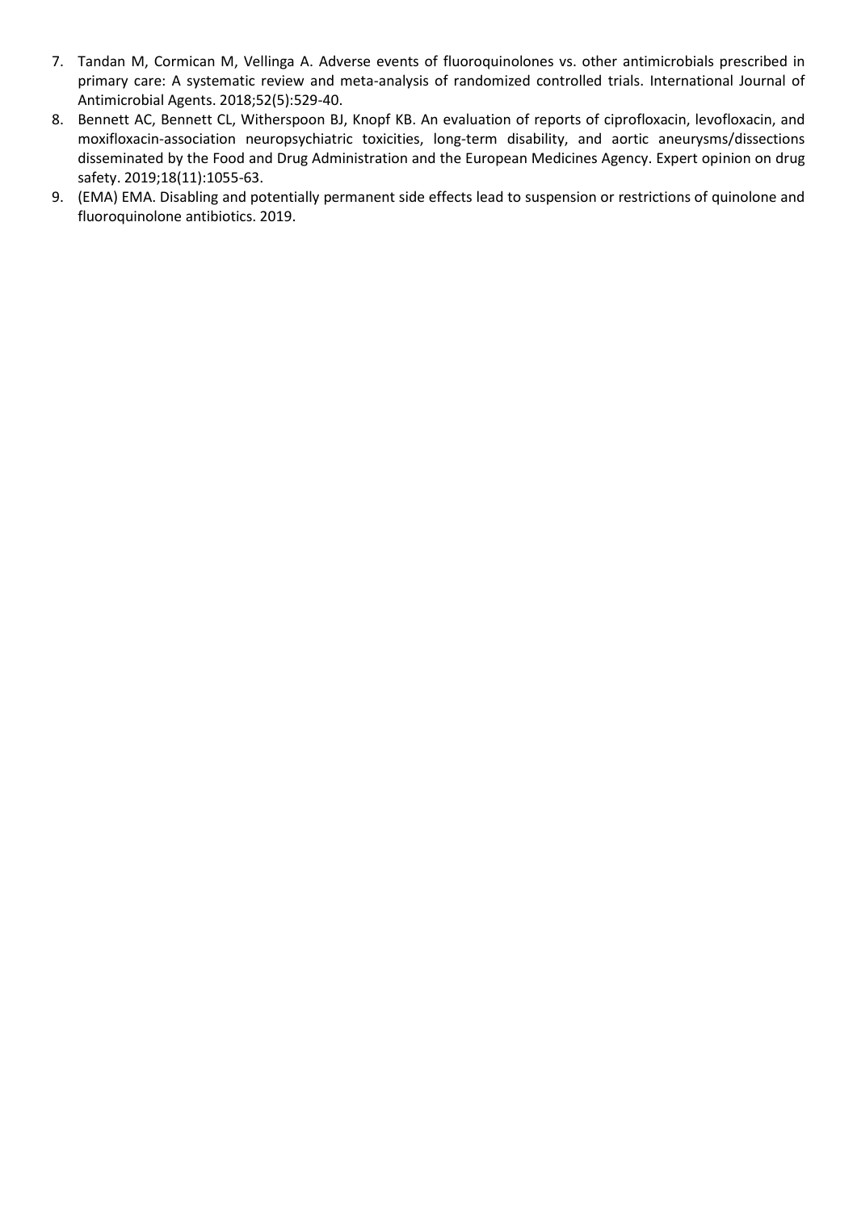7. Tandan M, Cormican M, Vellinga A. Adverse events of fluoroquinolones vs. other antimicrobials prescribed in primary care: A systematic review and meta-analysis of randomized controlled trials. International Journal of Antimicrobial Agents. 2018;52(5):529-40.
8. Bennett AC, Bennett CL, Witherspoon BJ, Knopf KB. An evaluation of reports of ciprofloxacin, levofloxacin, and moxifloxacin-association neuropsychiatric toxicities, long-term disability, and aortic aneurysms/dissections disseminated by the Food and Drug Administration and the European Medicines Agency. Expert opinion on drug safety. 2019;18(11):1055-63.
9. (EMA) EMA. Disabling and potentially permanent side effects lead to suspension or restrictions of quinolone and fluoroquinolone antibiotics. 2019.